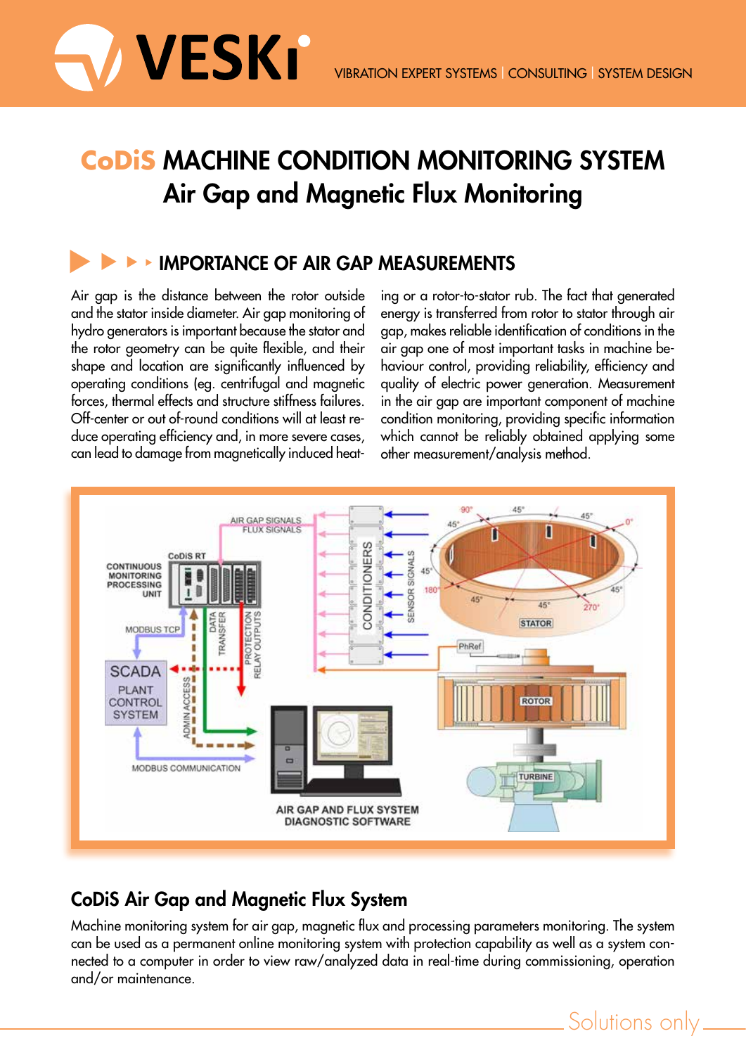# CoDiS MACHINE CONDITION MONITORING SYSTEM
## Air Gap and Magnetic Flux Monitoring

### IMPORTANCE OF AIR GAP MEASUREMENTS

Air gap is the distance between the rotor outside and the stator inside diameter. Air gap monitoring of hydro generators is important because the stator and the rotor geometry can be quite flexible, and their shape and location are significantly influenced by operating conditions (eg. centrifugal and magnetic forces, thermal effects and structure stiffness failures. Off-center or out of-round conditions will at least reduce operating efficiency and, in more severe cases, can lead to damage from magnetically induced heating or a rotor-to-stator rub. The fact that generated energy is transferred from rotor to stator through air gap, makes reliable identification of conditions in the air gap one of most important tasks in machine behaviour control, providing reliability, efficiency and quality of electric power generation. Measurement in the air gap are important component of machine condition monitoring, providing specific information which cannot be reliably obtained applying some other measurement/analysis method.

### CoDiS Air Gap and Magnetic Flux System

Machine monitoring system for air gap, magnetic flux and processing parameters monitoring. The system can be used as a permanent online monitoring system with protection capability as well as a system connected to a computer in order to view raw/analyzed data in real-time during commissioning, operation and/or maintenance.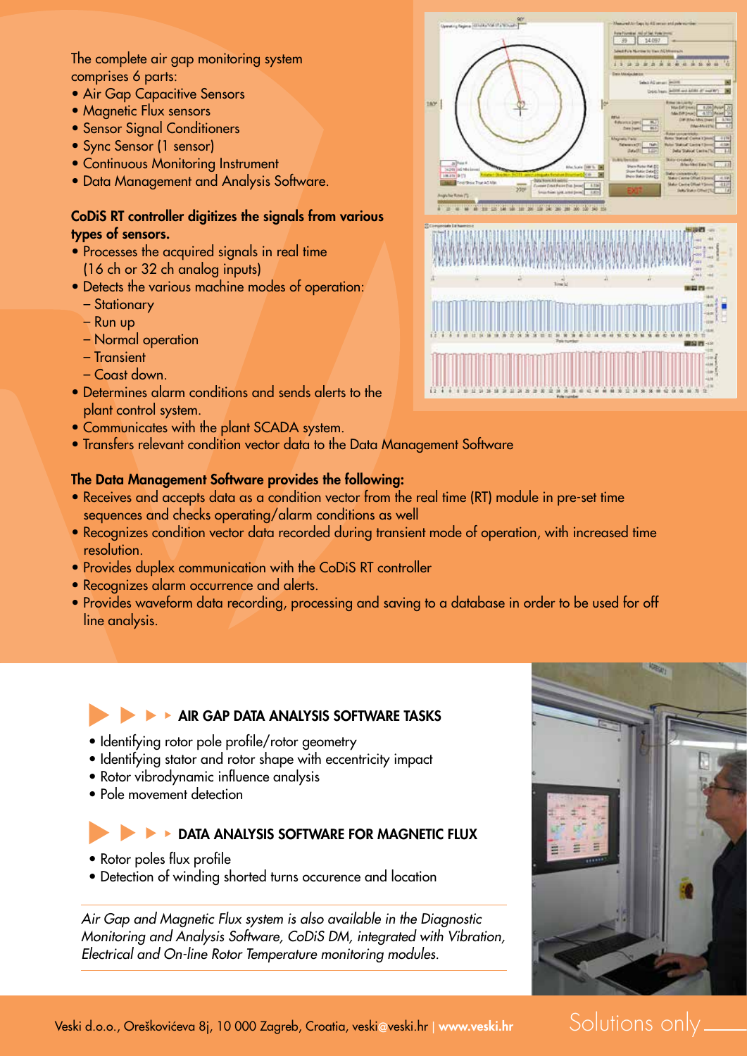The complete air gap monitoring system comprises 6 parts:

- Air Gap Capacitive Sensors
- Magnetic Flux sensors
- Sensor Signal Conditioners
- Sync Sensor (1 sensor)
- Continuous Monitoring Instrument
- Data Management and Analysis Software.

**CoDiS RT controller digitizes the signals from various types of sensors.**

- Processes the acquired signals in real time (16 ch or 32 ch analog inputs)
- Detects the various machine modes of operation:
  - Stationary
  - Run up
  - Normal operation
  - Transient
  - Coast down.
- Determines alarm conditions and sends alerts to the plant control system.
- Communicates with the plant SCADA system.
- Transfers relevant condition vector data to the Data Management Software

**The Data Management Software provides the following:**

- Receives and accepts data as a condition vector from the real time (RT) module in pre-set time sequences and checks operating/alarm conditions as well
- Recognizes condition vector data recorded during transient mode of operation, with increased time resolution.
- Provides duplex communication with the CoDiS RT controller
- Recognizes alarm occurrence and alerts.
- Provides waveform data recording, processing and saving to a database in order to be used for off line analysis.

## AIR GAP DATA ANALYSIS SOFTWARE TASKS

- Identifying rotor pole profile/rotor geometry
- Identifying stator and rotor shape with eccentricity impact
- Rotor vibrodynamic influence analysis
- Pole movement detection

## DATA ANALYSIS SOFTWARE FOR MAGNETIC FLUX

- Rotor poles flux profile
- Detection of winding shorted turns occurence and location

*Air Gap and Magnetic Flux system is also available in the Diagnostic Monitoring and Analysis Software, CoDiS DM, integrated with Vibration, Electrical and On-line Rotor Temperature monitoring modules.*

Veski d.o.o., Oreškovićeva 8j, 10 000 Zagreb, Croatia, veski@veski.hr | **www.veski.hr**

Solutions only